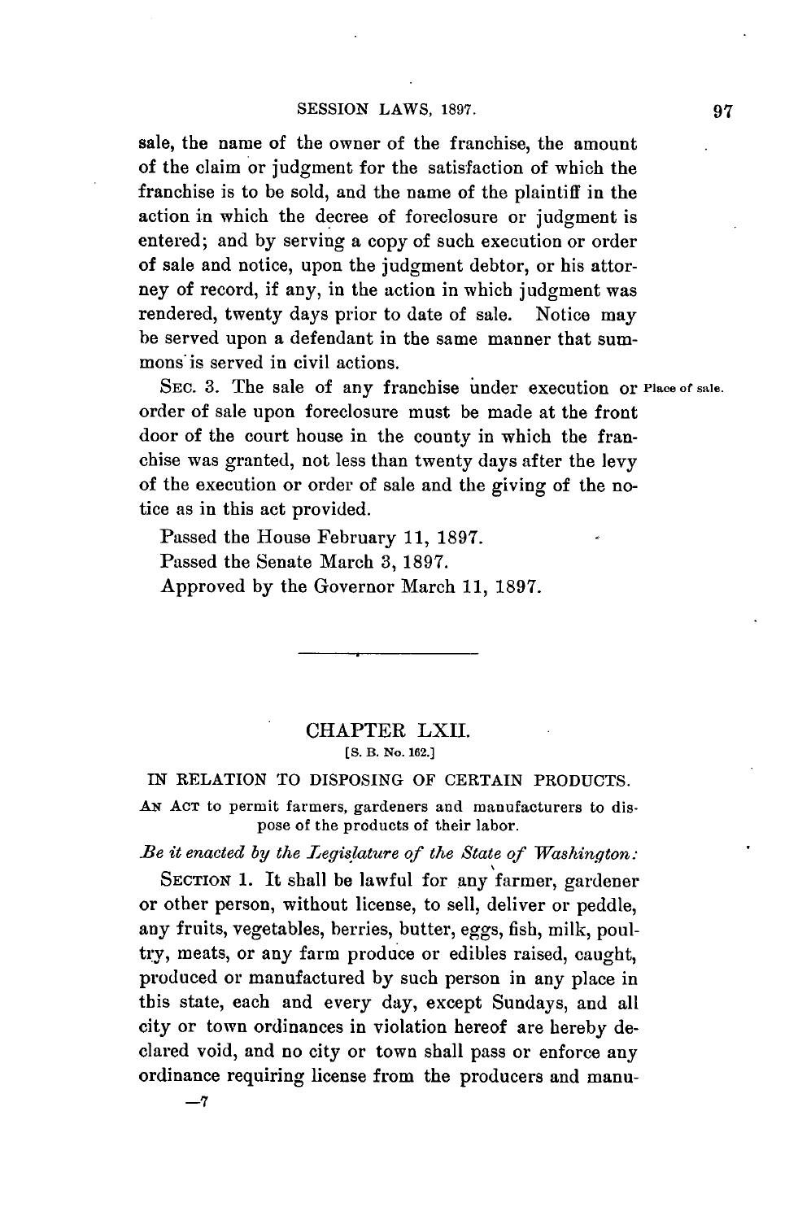sale, the name of the owner of the franchise, the amount of the claim or judgment for the satisfaction of which the franchise is to be sold, and the name of the plaintiff in the action in which the decree of foreclosure or judgment is entered; and by serving a copy of such execution or order of sale and notice, upon the judgment debtor, or his attorney of record, if any, in the action in which judgment was rendered, twenty days prior to date of sale. Notice may be served upon a defendant in the same manner that summons is served in civil actions.

SEC. 3. The sale of any franchise under execution or order of sale upon foreclosure must be made at the front door of the court house in the county in which the franchise was granted, not less than twenty days after the levy of the execution or order of sale and the giving of the notice as in this act provided.

Place of sale.

Passed the House February 11, 1897.
Passed the Senate March 3, 1897.
Approved by the Governor March 11, 1897.

---

## CHAPTER LXII.

[S. B. No. 162.]

### IN RELATION TO DISPOSING OF CERTAIN PRODUCTS.

AN ACT to permit farmers, gardeners and manufacturers to dispose of the products of their labor.

*Be it enacted by the Legislature of the State of Washington:*

SECTION 1. It shall be lawful for any farmer, gardener or other person, without license, to sell, deliver or peddle, any fruits, vegetables, berries, butter, eggs, fish, milk, poultry, meats, or any farm produce or edibles raised, caught, produced or manufactured by such person in any place in this state, each and every day, except Sundays, and all city or town ordinances in violation hereof are hereby declared void, and no city or town shall pass or enforce any ordinance requiring license from the producers and manu-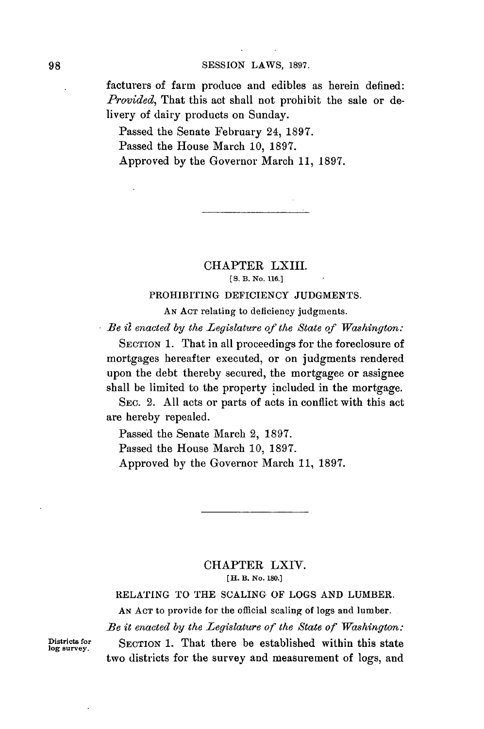facturers of farm produce and edibles as herein defined: *Provided*, That this act shall not prohibit the sale or delivery of dairy products on Sunday.

Passed the Senate February 24, 1897.
Passed the House March 10, 1897.
Approved by the Governor March 11, 1897.

---

## CHAPTER LXIII.

[S. B. No. 116.]

### PROHIBITING DEFICIENCY JUDGMENTS.

AN ACT relating to deficiency judgments.

*Be it enacted by the Legislature of the State of Washington:*

SECTION 1. That in all proceedings for the foreclosure of mortgages hereafter executed, or on judgments rendered upon the debt thereby secured, the mortgagee or assignee shall be limited to the property included in the mortgage.

SEC. 2. All acts or parts of acts in conflict with this act are hereby repealed.

Passed the Senate March 2, 1897.
Passed the House March 10, 1897.
Approved by the Governor March 11, 1897.

---

## CHAPTER LXIV.

[H. B. No. 180.]

### RELATING TO THE SCALING OF LOGS AND LUMBER.

AN ACT to provide for the official scaling of logs and lumber.

*Be it enacted by the Legislature of the State of Washington:*

Districts for log survey.

SECTION 1. That there be established within this state two districts for the survey and measurement of logs, and